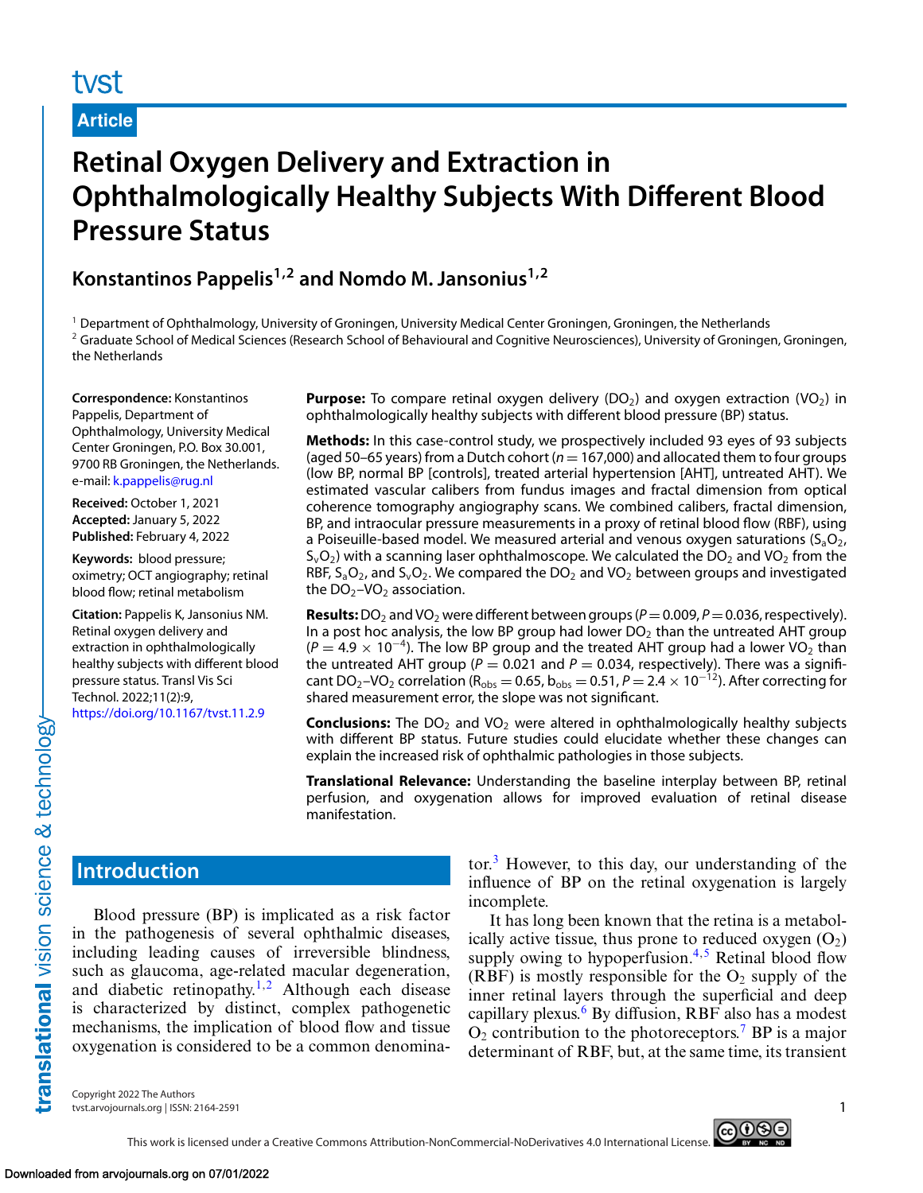# Retinal Oxygen Delivery and Extraction in Ophthalmologically Healthy Subjects With Different Blood Pressure Status

**Konstantinos Pappelis[1,2] and Nomdo M. Jansonius[1,2]**

[1] Department of Ophthalmology, University of Groningen, University Medical Center Groningen, Groningen, the Netherlands
[2] Graduate School of Medical Sciences (Research School of Behavioural and Cognitive Neurosciences), University of Groningen, Groningen, the Netherlands

**Correspondence:** Konstantinos Pappelis, Department of Ophthalmology, University Medical Center Groningen, P.O. Box 30.001, 9700 RB Groningen, the Netherlands. e-mail: k.pappelis@rug.nl

**Received:** October 1, 2021
**Accepted:** January 5, 2022
**Published:** February 4, 2022

**Keywords:** blood pressure; oximetry; OCT angiography; retinal blood flow; retinal metabolism

**Citation:** Pappelis K, Jansonius NM. Retinal oxygen delivery and extraction in ophthalmologically healthy subjects with different blood pressure status. Transl Vis Sci Technol. 2022;11(2):9, https://doi.org/10.1167/tvst.11.2.9

**Purpose:** To compare retinal oxygen delivery ($DO_2$) and oxygen extraction ($VO_2$) in ophthalmologically healthy subjects with different blood pressure (BP) status.

**Methods:** In this case-control study, we prospectively included 93 eyes of 93 subjects (aged 50–65 years) from a Dutch cohort ($n = 167{,}000$) and allocated them to four groups (low BP, normal BP [controls], treated arterial hypertension [AHT], untreated AHT). We estimated vascular calibers from fundus images and fractal dimension from optical coherence tomography angiography scans. We combined calibers, fractal dimension, BP, and intraocular pressure measurements in a proxy of retinal blood flow (RBF), using a Poiseuille-based model. We measured arterial and venous oxygen saturations ($S_aO_2$, $S_vO_2$) with a scanning laser ophthalmoscope. We calculated the $DO_2$ and $VO_2$ from the RBF, $S_aO_2$, and $S_vO_2$. We compared the $DO_2$ and $VO_2$ between groups and investigated the $DO_2$–$VO_2$ association.

**Results:** $DO_2$ and $VO_2$ were different between groups ($P = 0.009$, $P = 0.036$, respectively). In a post hoc analysis, the low BP group had lower $DO_2$ than the untreated AHT group ($P = 4.9 \times 10^{-4}$). The low BP group and the treated AHT group had a lower $VO_2$ than the untreated AHT group ($P = 0.021$ and $P = 0.034$, respectively). There was a significant $DO_2$–$VO_2$ correlation ($R_{obs} = 0.65$, $b_{obs} = 0.51$, $P = 2.4 \times 10^{-12}$). After correcting for shared measurement error, the slope was not significant.

**Conclusions:** The $DO_2$ and $VO_2$ were altered in ophthalmologically healthy subjects with different BP status. Future studies could elucidate whether these changes can explain the increased risk of ophthalmic pathologies in those subjects.

**Translational Relevance:** Understanding the baseline interplay between BP, retinal perfusion, and oxygenation allows for improved evaluation of retinal disease manifestation.

## Introduction

Blood pressure (BP) is implicated as a risk factor in the pathogenesis of several ophthalmic diseases, including leading causes of irreversible blindness, such as glaucoma, age-related macular degeneration, and diabetic retinopathy.[1,2] Although each disease is characterized by distinct, complex pathogenetic mechanisms, the implication of blood flow and tissue oxygenation is considered to be a common denominator.[3] However, to this day, our understanding of the influence of BP on the retinal oxygenation is largely incomplete.

It has long been known that the retina is a metabolically active tissue, thus prone to reduced oxygen ($O_2$) supply owing to hypoperfusion.[4,5] Retinal blood flow (RBF) is mostly responsible for the $O_2$ supply of the inner retinal layers through the superficial and deep capillary plexus.[6] By diffusion, RBF also has a modest $O_2$ contribution to the photoreceptors.[7] BP is a major determinant of RBF, but, at the same time, its transient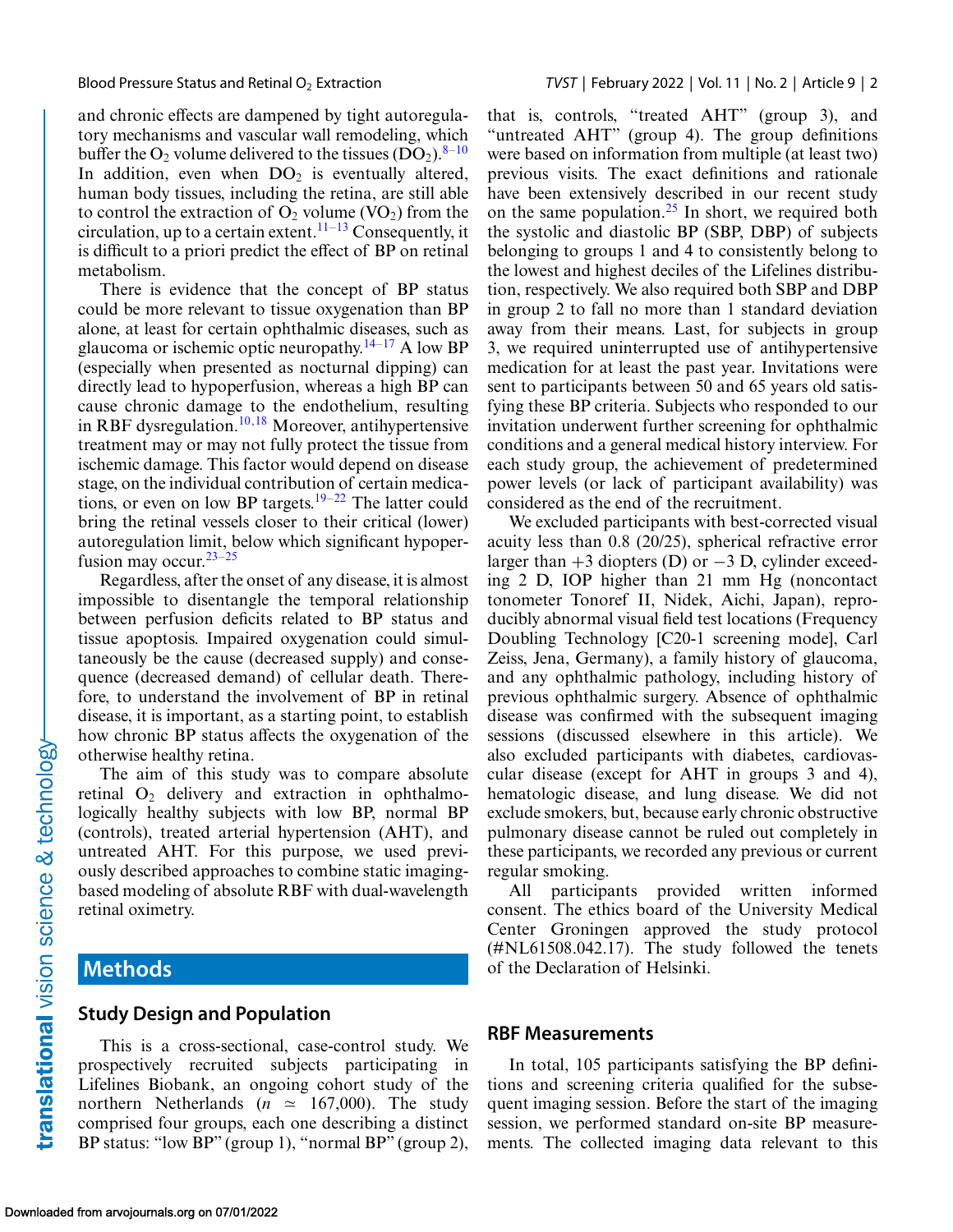and chronic effects are dampened by tight autoregulatory mechanisms and vascular wall remodeling, which buffer the $O_2$ volume delivered to the tissues ($DO_2$).[8–10] In addition, even when $DO_2$ is eventually altered, human body tissues, including the retina, are still able to control the extraction of $O_2$ volume ($VO_2$) from the circulation, up to a certain extent.[11–13] Consequently, it is difficult to a priori predict the effect of BP on retinal metabolism.

There is evidence that the concept of BP status could be more relevant to tissue oxygenation than BP alone, at least for certain ophthalmic diseases, such as glaucoma or ischemic optic neuropathy.[14–17] A low BP (especially when presented as nocturnal dipping) can directly lead to hypoperfusion, whereas a high BP can cause chronic damage to the endothelium, resulting in RBF dysregulation.[10,18] Moreover, antihypertensive treatment may or may not fully protect the tissue from ischemic damage. This factor would depend on disease stage, on the individual contribution of certain medications, or even on low BP targets.[19–22] The latter could bring the retinal vessels closer to their critical (lower) autoregulation limit, below which significant hypoperfusion may occur.[23–25]

Regardless, after the onset of any disease, it is almost impossible to disentangle the temporal relationship between perfusion deficits related to BP status and tissue apoptosis. Impaired oxygenation could simultaneously be the cause (decreased supply) and consequence (decreased demand) of cellular death. Therefore, to understand the involvement of BP in retinal disease, it is important, as a starting point, to establish how chronic BP status affects the oxygenation of the otherwise healthy retina.

The aim of this study was to compare absolute retinal $O_2$ delivery and extraction in ophthalmologically healthy subjects with low BP, normal BP (controls), treated arterial hypertension (AHT), and untreated AHT. For this purpose, we used previously described approaches to combine static imaging-based modeling of absolute RBF with dual-wavelength retinal oximetry.

## Methods

### Study Design and Population

This is a cross-sectional, case-control study. We prospectively recruited subjects participating in Lifelines Biobank, an ongoing cohort study of the northern Netherlands ($n \simeq 167{,}000$). The study comprised four groups, each one describing a distinct BP status: "low BP" (group 1), "normal BP" (group 2), that is, controls, "treated AHT" (group 3), and "untreated AHT" (group 4). The group definitions were based on information from multiple (at least two) previous visits. The exact definitions and rationale have been extensively described in our recent study on the same population.[25] In short, we required both the systolic and diastolic BP (SBP, DBP) of subjects belonging to groups 1 and 4 to consistently belong to the lowest and highest deciles of the Lifelines distribution, respectively. We also required both SBP and DBP in group 2 to fall no more than 1 standard deviation away from their means. Last, for subjects in group 3, we required uninterrupted use of antihypertensive medication for at least the past year. Invitations were sent to participants between 50 and 65 years old satisfying these BP criteria. Subjects who responded to our invitation underwent further screening for ophthalmic conditions and a general medical history interview. For each study group, the achievement of predetermined power levels (or lack of participant availability) was considered as the end of the recruitment.

We excluded participants with best-corrected visual acuity less than 0.8 (20/25), spherical refractive error larger than +3 diopters (D) or −3 D, cylinder exceeding 2 D, IOP higher than 21 mm Hg (noncontact tonometer Tonoref II, Nidek, Aichi, Japan), reproducibly abnormal visual field test locations (Frequency Doubling Technology [C20-1 screening mode], Carl Zeiss, Jena, Germany), a family history of glaucoma, and any ophthalmic pathology, including history of previous ophthalmic surgery. Absence of ophthalmic disease was confirmed with the subsequent imaging sessions (discussed elsewhere in this article). We also excluded participants with diabetes, cardiovascular disease (except for AHT in groups 3 and 4), hematologic disease, and lung disease. We did not exclude smokers, but, because early chronic obstructive pulmonary disease cannot be ruled out completely in these participants, we recorded any previous or current regular smoking.

All participants provided written informed consent. The ethics board of the University Medical Center Groningen approved the study protocol (#NL61508.042.17). The study followed the tenets of the Declaration of Helsinki.

### RBF Measurements

In total, 105 participants satisfying the BP definitions and screening criteria qualified for the subsequent imaging session. Before the start of the imaging session, we performed standard on-site BP measurements. The collected imaging data relevant to this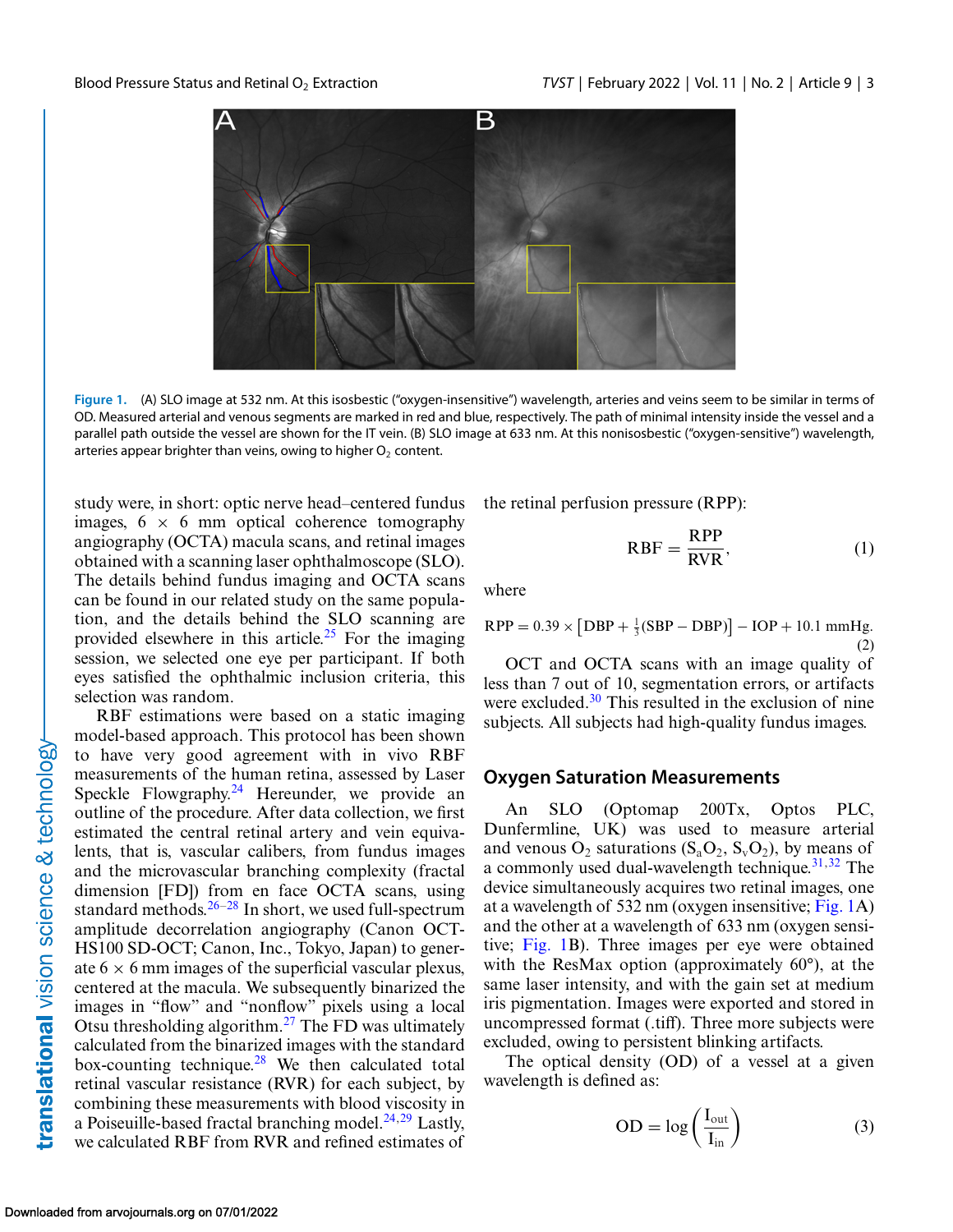Figure 1. (A) SLO image at 532 nm. At this isosbestic ("oxygen-insensitive") wavelength, arteries and veins seem to be similar in terms of OD. Measured arterial and venous segments are marked in red and blue, respectively. The path of minimal intensity inside the vessel and a parallel path outside the vessel are shown for the IT vein. (B) SLO image at 633 nm. At this nonisosbestic ("oxygen-sensitive") wavelength, arteries appear brighter than veins, owing to higher $O_2$ content.

study were, in short: optic nerve head–centered fundus images, 6 × 6 mm optical coherence tomography angiography (OCTA) macula scans, and retinal images obtained with a scanning laser ophthalmoscope (SLO). The details behind fundus imaging and OCTA scans can be found in our related study on the same population, and the details behind the SLO scanning are provided elsewhere in this article.[25] For the imaging session, we selected one eye per participant. If both eyes satisfied the ophthalmic inclusion criteria, this selection was random.

RBF estimations were based on a static imaging model-based approach. This protocol has been shown to have very good agreement with in vivo RBF measurements of the human retina, assessed by Laser Speckle Flowgraphy.[24] Hereunder, we provide an outline of the procedure. After data collection, we first estimated the central retinal artery and vein equivalents, that is, vascular calibers, from fundus images and the microvascular branching complexity (fractal dimension [FD]) from en face OCTA scans, using standard methods.[26–28] In short, we used full-spectrum amplitude decorrelation angiography (Canon OCT-HS100 SD-OCT; Canon, Inc., Tokyo, Japan) to generate 6 × 6 mm images of the superficial vascular plexus, centered at the macula. We subsequently binarized the images in "flow" and "nonflow" pixels using a local Otsu thresholding algorithm.[27] The FD was ultimately calculated from the binarized images with the standard box-counting technique.[28] We then calculated total retinal vascular resistance (RVR) for each subject, by combining these measurements with blood viscosity in a Poiseuille-based fractal branching model.[24,29] Lastly, we calculated RBF from RVR and refined estimates of the retinal perfusion pressure (RPP):

$$\mathrm{RBF} = \frac{\mathrm{RPP}}{\mathrm{RVR}}, \tag{1}$$

where

$$\mathrm{RPP} = 0.39 \times \left[\mathrm{DBP} + \tfrac{1}{3}(\mathrm{SBP} - \mathrm{DBP})\right] - \mathrm{IOP} + 10.1\ \mathrm{mmHg}. \tag{2}$$

OCT and OCTA scans with an image quality of less than 7 out of 10, segmentation errors, or artifacts were excluded.[30] This resulted in the exclusion of nine subjects. All subjects had high-quality fundus images.

## Oxygen Saturation Measurements

An SLO (Optomap 200Tx, Optos PLC, Dunfermline, UK) was used to measure arterial and venous $O_2$ saturations ($S_aO_2$, $S_vO_2$), by means of a commonly used dual-wavelength technique.[31,32] The device simultaneously acquires two retinal images, one at a wavelength of 532 nm (oxygen insensitive; Fig. 1A) and the other at a wavelength of 633 nm (oxygen sensitive; Fig. 1B). Three images per eye were obtained with the ResMax option (approximately 60°), at the same laser intensity, and with the gain set at medium iris pigmentation. Images were exported and stored in uncompressed format (.tiff). Three more subjects were excluded, owing to persistent blinking artifacts.

The optical density (OD) of a vessel at a given wavelength is defined as:

$$\mathrm{OD} = \log\left(\frac{I_{out}}{I_{in}}\right) \tag{3}$$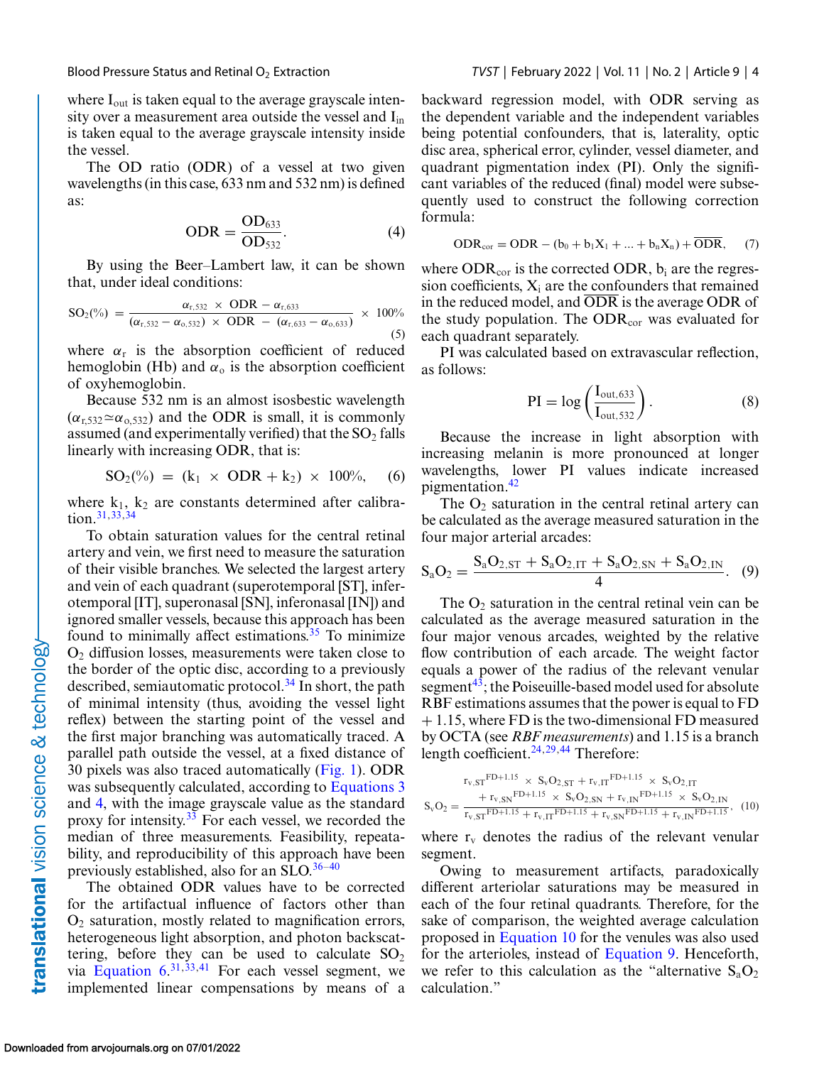where $I_{out}$ is taken equal to the average grayscale intensity over a measurement area outside the vessel and $I_{in}$ is taken equal to the average grayscale intensity inside the vessel.

The OD ratio (ODR) of a vessel at two given wavelengths (in this case, 633 nm and 532 nm) is defined as:

$$\mathrm{ODR} = \frac{\mathrm{OD}_{633}}{\mathrm{OD}_{532}}. \quad (4)$$

By using the Beer–Lambert law, it can be shown that, under ideal conditions:

$$\mathrm{SO_2}(\%) = \frac{\alpha_{r,532} \times \mathrm{ODR} - \alpha_{r,633}}{(\alpha_{r,532} - \alpha_{o,532}) \times \mathrm{ODR} - (\alpha_{r,633} - \alpha_{o,633})} \times 100\% \quad (5)$$

where $\alpha_r$ is the absorption coefficient of reduced hemoglobin (Hb) and $\alpha_o$ is the absorption coefficient of oxyhemoglobin.

Because 532 nm is an almost isosbestic wavelength ($\alpha_{r,532} \simeq \alpha_{o,532}$) and the ODR is small, it is commonly assumed (and experimentally verified) that the $SO_2$ falls linearly with increasing ODR, that is:

$$\mathrm{SO_2}(\%) = (k_1 \times \mathrm{ODR} + k_2) \times 100\%, \quad (6)$$

where $k_1$, $k_2$ are constants determined after calibration.[31,33,34]

To obtain saturation values for the central retinal artery and vein, we first need to measure the saturation of their visible branches. We selected the largest artery and vein of each quadrant (superotemporal [ST], inferotemporal [IT], superonasal [SN], inferonasal [IN]) and ignored smaller vessels, because this approach has been found to minimally affect estimations.[35] To minimize $O_2$ diffusion losses, measurements were taken close to the border of the optic disc, according to a previously described, semiautomatic protocol.[34] In short, the path of minimal intensity (thus, avoiding the vessel light reflex) between the starting point of the vessel and the first major branching was automatically traced. A parallel path outside the vessel, at a fixed distance of 30 pixels was also traced automatically (Fig. 1). ODR was subsequently calculated, according to Equations 3 and 4, with the image grayscale value as the standard proxy for intensity.[33] For each vessel, we recorded the median of three measurements. Feasibility, repeatability, and reproducibility of this approach have been previously established, also for an SLO.[36–40]

The obtained ODR values have to be corrected for the artifactual influence of factors other than $O_2$ saturation, mostly related to magnification errors, heterogeneous light absorption, and photon backscattering, before they can be used to calculate $SO_2$ via Equation 6.[31,33,41] For each vessel segment, we implemented linear compensation by means of a backward regression model, with ODR serving as the dependent variable and the independent variables being potential confounders, that is, laterality, optic disc area, spherical error, cylinder, vessel diameter, and quadrant pigmentation index (PI). Only the significant variables of the reduced (final) model were subsequently used to construct the following correction formula:

$$\mathrm{ODR_{cor}} = \mathrm{ODR} - (b_0 + b_1X_1 + \ldots + b_nX_n) + \overline{\mathrm{ODR}}, \quad (7)$$

where $\mathrm{ODR_{cor}}$ is the corrected ODR, $b_i$ are the regression coefficients, $X_i$ are the confounders that remained in the reduced model, and $\overline{\mathrm{ODR}}$ is the average ODR of the study population. The $\mathrm{ODR_{cor}}$ was evaluated for each quadrant separately.

PI was calculated based on extravascular reflection, as follows:

$$\mathrm{PI} = \log\left(\frac{I_{out,633}}{I_{out,532}}\right). \quad (8)$$

Because the increase in light absorption with increasing melanin is more pronounced at longer wavelengths, lower PI values indicate increased pigmentation.[42]

The $O_2$ saturation in the central retinal artery can be calculated as the average measured saturation in the four major arterial arcades:

$$S_aO_2 = \frac{S_aO_{2,ST} + S_aO_{2,IT} + S_aO_{2,SN} + S_aO_{2,IN}}{4}. \quad (9)$$

The $O_2$ saturation in the central retinal vein can be calculated as the average measured saturation in the four major venous arcades, weighted by the relative flow contribution of each arcade. The weight factor equals a power of the radius of the relevant venular segment[43]; the Poiseuille-based model used for absolute RBF estimations assumes that the power is equal to FD + 1.15, where FD is the two-dimensional FD measured by OCTA (see *RBF measurements*) and 1.15 is a branch length coefficient.[24,29,44] Therefore:

$$S_vO_2 = \frac{r_{v,ST}^{FD+1.15} \times S_vO_{2,ST} + r_{v,IT}^{FD+1.15} \times S_vO_{2,IT} + r_{v,SN}^{FD+1.15} \times S_vO_{2,SN} + r_{v,IN}^{FD+1.15} \times S_vO_{2,IN}}{r_{v,ST}^{FD+1.15} + r_{v,IT}^{FD+1.15} + r_{v,SN}^{FD+1.15} + r_{v,IN}^{FD+1.15}}, \quad (10)$$

where $r_v$ denotes the radius of the relevant venular segment.

Owing to measurement artifacts, paradoxically different arteriolar saturations may be measured in each of the four retinal quadrants. Therefore, for the sake of comparison, the weighted average calculation proposed in Equation 10 for the venules was also used for the arterioles, instead of Equation 9. Henceforth, we refer to this calculation as the "alternative $S_aO_2$ calculation."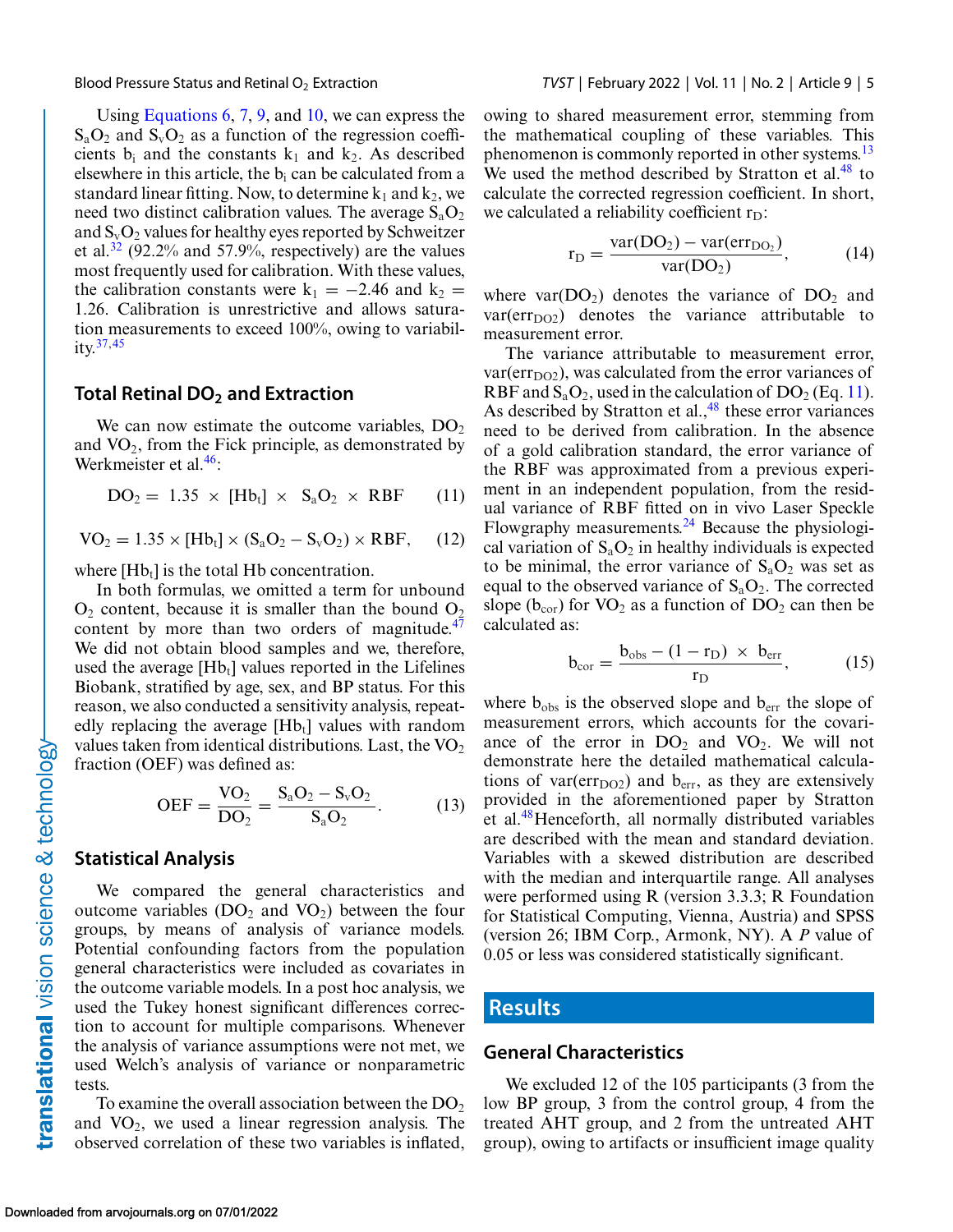Using Equations 6, 7, 9, and 10, we can express the $S_aO_2$ and $S_vO_2$ as a function of the regression coefficients $b_i$ and the constants $k_1$ and $k_2$. As described elsewhere in this article, the $b_i$ can be calculated from a standard linear fitting. Now, to determine $k_1$ and $k_2$, we need two distinct calibration values. The average $S_aO_2$ and $S_vO_2$ values for healthy eyes reported by Schweitzer et al.[32] (92.2% and 57.9%, respectively) are the values most frequently used for calibration. With these values, the calibration constants were $k_1 = -2.46$ and $k_2 = 1.26$. Calibration is unrestrictive and allows saturation measurements to exceed 100%, owing to variability.[37,45]

## Total Retinal $DO_2$ and Extraction

We can now estimate the outcome variables, $DO_2$ and $VO_2$, from the Fick principle, as demonstrated by Werkmeister et al.[46]:

$$DO_2 = 1.35 \times [Hb_t] \times S_aO_2 \times RBF \quad (11)$$

$$VO_2 = 1.35 \times [Hb_t] \times (S_aO_2 - S_vO_2) \times RBF, \quad (12)$$

where $[Hb_t]$ is the total Hb concentration.

In both formulas, we omitted a term for unbound $O_2$ content, because it is smaller than the bound $O_2$ content by more than two orders of magnitude.[47] We did not obtain blood samples and we, therefore, used the average $[Hb_t]$ values reported in the Lifelines Biobank, stratified by age, sex, and BP status. For this reason, we also conducted a sensitivity analysis, repeatedly replacing the average $[Hb_t]$ values with random values taken from identical distributions. Last, the $VO_2$ fraction (OEF) was defined as:

$$OEF = \frac{VO_2}{DO_2} = \frac{S_aO_2 - S_vO_2}{S_aO_2}. \quad (13)$$

## Statistical Analysis

We compared the general characteristics and outcome variables ($DO_2$ and $VO_2$) between the four groups, by means of analysis of variance models. Potential confounding factors from the population general characteristics were included as covariates in the outcome variable models. In a post hoc analysis, we used the Tukey honest significant differences correction to account for multiple comparisons. Whenever the analysis of variance assumptions were not met, we used Welch's analysis of variance or nonparametric tests.

To examine the overall association between the $DO_2$ and $VO_2$, we used a linear regression analysis. The observed correlation of these two variables is inflated, owing to shared measurement error, stemming from the mathematical coupling of these variables. This phenomenon is commonly reported in other systems.[13] We used the method described by Stratton et al.[48] to calculate the corrected regression coefficient. In short, we calculated a reliability coefficient $r_D$:

$$r_D = \frac{var(DO_2) - var(err_{DO_2})}{var(DO_2)}, \quad (14)$$

where $var(DO_2)$ denotes the variance of $DO_2$ and $var(err_{DO2})$ denotes the variance attributable to measurement error.

The variance attributable to measurement error, $var(err_{DO2})$, was calculated from the error variances of RBF and $S_aO_2$, used in the calculation of $DO_2$ (Eq. 11). As described by Stratton et al.,[48] these error variances need to be derived from calibration. In the absence of a gold calibration standard, the error variance of the RBF was approximated from a previous experiment in an independent population, from the residual variance of RBF fitted on in vivo Laser Speckle Flowgraphy measurements.[24] Because the physiological variation of $S_aO_2$ in healthy individuals is expected to be minimal, the error variance of $S_aO_2$ was set as equal to the observed variance of $S_aO_2$. The corrected slope ($b_{cor}$) for $VO_2$ as a function of $DO_2$ can then be calculated as:

$$b_{cor} = \frac{b_{obs} - (1 - r_D) \times b_{err}}{r_D}, \quad (15)$$

where $b_{obs}$ is the observed slope and $b_{err}$ the slope of measurement errors, which accounts for the covariance of the error in $DO_2$ and $VO_2$. We will not demonstrate here the detailed mathematical calculations of $var(err_{DO2})$ and $b_{err}$, as they are extensively provided in the aforementioned paper by Stratton et al.[48]Henceforth, all normally distributed variables are described with the mean and standard deviation. Variables with a skewed distribution are described with the median and interquartile range. All analyses were performed using R (version 3.3.3; R Foundation for Statistical Computing, Vienna, Austria) and SPSS (version 26; IBM Corp., Armonk, NY). A *P* value of 0.05 or less was considered statistically significant.

# Results

## General Characteristics

We excluded 12 of the 105 participants (3 from the low BP group, 3 from the control group, 4 from the treated AHT group, and 2 from the untreated AHT group), owing to artifacts or insufficient image quality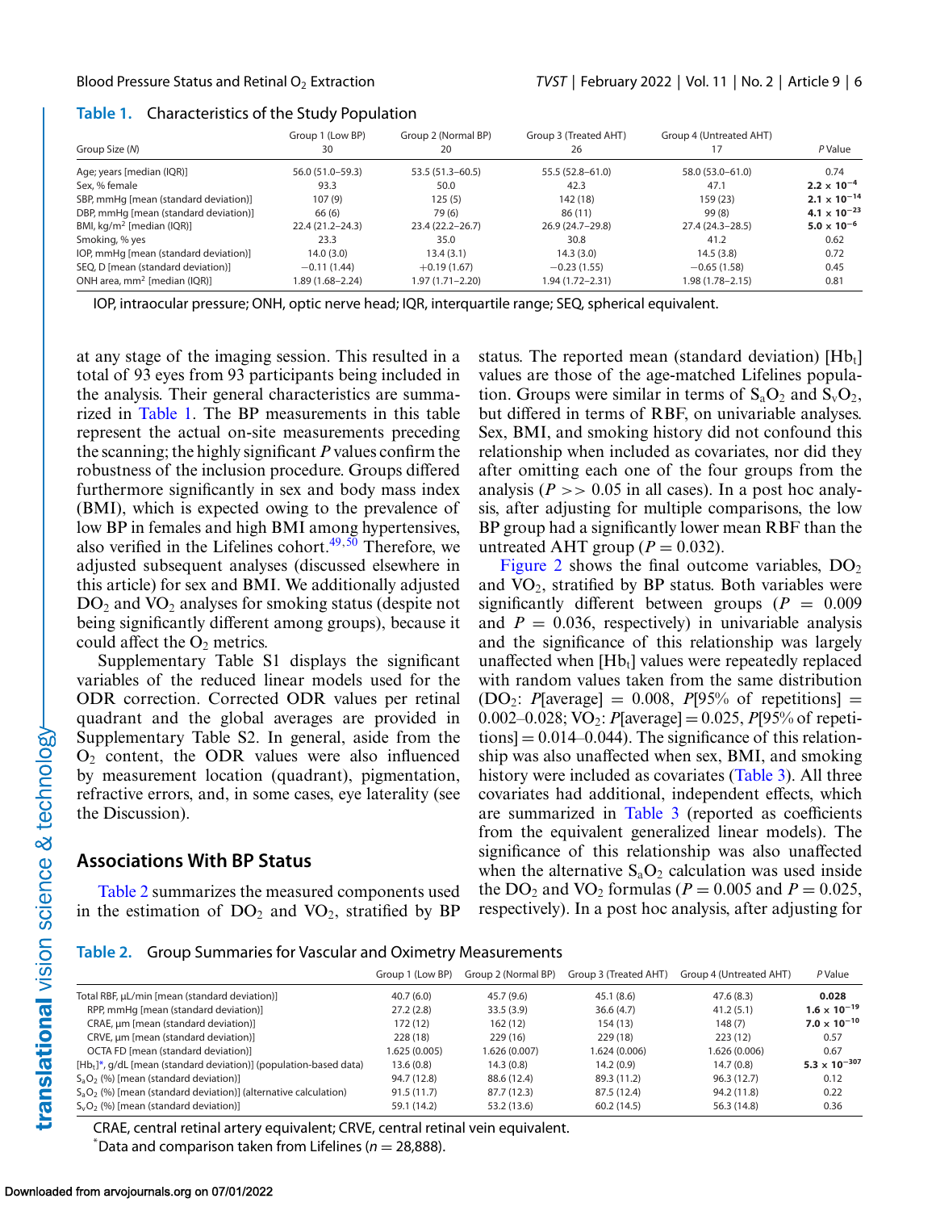**Table 1.** Characteristics of the Study Population

| Group Size (N) | Group 1 (Low BP) 30 | Group 2 (Normal BP) 20 | Group 3 (Treated AHT) 26 | Group 4 (Untreated AHT) 17 | P Value |
|---|---|---|---|---|---|
| Age; years [median (IQR)] | 56.0 (51.0–59.3) | 53.5 (51.3–60.5) | 55.5 (52.8–61.0) | 58.0 (53.0–61.0) | 0.74 |
| Sex, % female | 93.3 | 50.0 | 42.3 | 47.1 | **2.2 × 10$^{-4}$** |
| SBP, mmHg [mean (standard deviation)] | 107 (9) | 125 (5) | 142 (18) | 159 (23) | **2.1 × 10$^{-14}$** |
| DBP, mmHg [mean (standard deviation)] | 66 (6) | 79 (6) | 86 (11) | 99 (8) | **4.1 × 10$^{-23}$** |
| BMI, kg/m$^2$ [median (IQR)] | 22.4 (21.2–24.3) | 23.4 (22.2–26.7) | 26.9 (24.7–29.8) | 27.4 (24.3–28.5) | **5.0 × 10$^{-6}$** |
| Smoking, % yes | 23.3 | 35.0 | 30.8 | 41.2 | 0.62 |
| IOP, mmHg [mean (standard deviation)] | 14.0 (3.0) | 13.4 (3.1) | 14.3 (3.0) | 14.5 (3.8) | 0.72 |
| SEQ, D [mean (standard deviation)] | −0.11 (1.44) | +0.19 (1.67) | −0.23 (1.55) | −0.65 (1.58) | 0.45 |
| ONH area, mm$^2$ [median (IQR)] | 1.89 (1.68–2.24) | 1.97 (1.71–2.20) | 1.94 (1.72–2.31) | 1.98 (1.78–2.15) | 0.81 |

IOP, intraocular pressure; ONH, optic nerve head; IQR, interquartile range; SEQ, spherical equivalent.

at any stage of the imaging session. This resulted in a total of 93 eyes from 93 participants being included in the analysis. Their general characteristics are summarized in Table 1. The BP measurements in this table represent the actual on-site measurements preceding the scanning; the highly significant P values confirm the robustness of the inclusion procedure. Groups differed furthermore significantly in sex and body mass index (BMI), which is expected owing to the prevalence of low BP in females and high BMI among hypertensives, also verified in the Lifelines cohort.[49,50] Therefore, we adjusted subsequent analyses (discussed elsewhere in this article) for sex and BMI. We additionally adjusted $DO_2$ and $VO_2$ analyses for smoking status (despite not being significantly different among groups), because it could affect the $O_2$ metrics.

Supplementary Table S1 displays the significant variables of the reduced linear models used for the ODR correction. Corrected ODR values per retinal quadrant and the global averages are provided in Supplementary Table S2. In general, aside from the $O_2$ content, the ODR values were also influenced by measurement location (quadrant), pigmentation, refractive errors, and, in some cases, eye laterality (see the Discussion).

## Associations With BP Status

Table 2 summarizes the measured components used in the estimation of $DO_2$ and $VO_2$, stratified by BP status. The reported mean (standard deviation) [$Hb_t$] values are those of the age-matched Lifelines population. Groups were similar in terms of $S_aO_2$ and $S_vO_2$, but differed in terms of RBF, on univariable analyses. Sex, BMI, and smoking history did not confound this relationship when included as covariates, nor did they after omitting each one of the four groups from the analysis ($P >> 0.05$ in all cases). In a post hoc analysis, after adjusting for multiple comparisons, the low BP group had a significantly lower mean RBF than the untreated AHT group ($P = 0.032$).

Figure 2 shows the final outcome variables, $DO_2$ and $VO_2$, stratified by BP status. Both variables were significantly different between groups ($P = 0.009$ and $P = 0.036$, respectively) in univariable analysis and the significance of this relationship was largely unaffected when [$Hb_t$] values were repeatedly replaced with random values taken from the same distribution ($DO_2$: $P$[average] $= 0.008$, $P$[95% of repetitions] $=$ 0.002–0.028; $VO_2$: $P$[average] $= 0.025$, $P$[95% of repetitions] $=$ 0.014–0.044). The significance of this relationship was also unaffected when sex, BMI, and smoking history were included as covariates (Table 3). All three covariates had additional, independent effects, which are summarized in Table 3 (reported as coefficients from the equivalent generalized linear models). The significance of this relationship was also unaffected when the alternative $S_aO_2$ calculation was used inside the $DO_2$ and $VO_2$ formulas ($P = 0.005$ and $P = 0.025$, respectively). In a post hoc analysis, after adjusting for

**Table 2.** Group Summaries for Vascular and Oximetry Measurements

| | Group 1 (Low BP) | Group 2 (Normal BP) | Group 3 (Treated AHT) | Group 4 (Untreated AHT) | P Value |
|---|---|---|---|---|---|
| Total RBF, µL/min [mean (standard deviation)] | 40.7 (6.0) | 45.7 (9.6) | 45.1 (8.6) | 47.6 (8.3) | **0.028** |
| RPP, mmHg [mean (standard deviation)] | 27.2 (2.8) | 33.5 (3.9) | 36.6 (4.7) | 41.2 (5.1) | **1.6 × 10$^{-19}$** |
| CRAE, µm [mean (standard deviation)] | 172 (12) | 162 (12) | 154 (13) | 148 (7) | **7.0 × 10$^{-10}$** |
| CRVE, µm [mean (standard deviation)] | 228 (18) | 229 (16) | 229 (18) | 223 (12) | 0.57 |
| OCTA FD [mean (standard deviation)] | 1.625 (0.005) | 1.626 (0.007) | 1.624 (0.006) | 1.626 (0.006) | 0.67 |
| [$Hb_t$]*, g/dL [mean (standard deviation)] (population-based data) | 13.6 (0.8) | 14.3 (0.8) | 14.2 (0.9) | 14.7 (0.8) | **5.3 × 10$^{-307}$** |
| $S_aO_2$ (%) [mean (standard deviation)] | 94.7 (12.8) | 88.6 (12.4) | 89.3 (11.2) | 96.3 (12.7) | 0.12 |
| $S_aO_2$ (%) [mean (standard deviation)] (alternative calculation) | 91.5 (11.7) | 87.7 (12.3) | 87.5 (12.4) | 94.2 (11.8) | 0.22 |
| $S_vO_2$ (%) [mean (standard deviation)] | 59.1 (14.2) | 53.2 (13.6) | 60.2 (14.5) | 56.3 (14.8) | 0.36 |

CRAE, central retinal artery equivalent; CRVE, central retinal vein equivalent.
*Data and comparison taken from Lifelines ($n = 28{,}888$).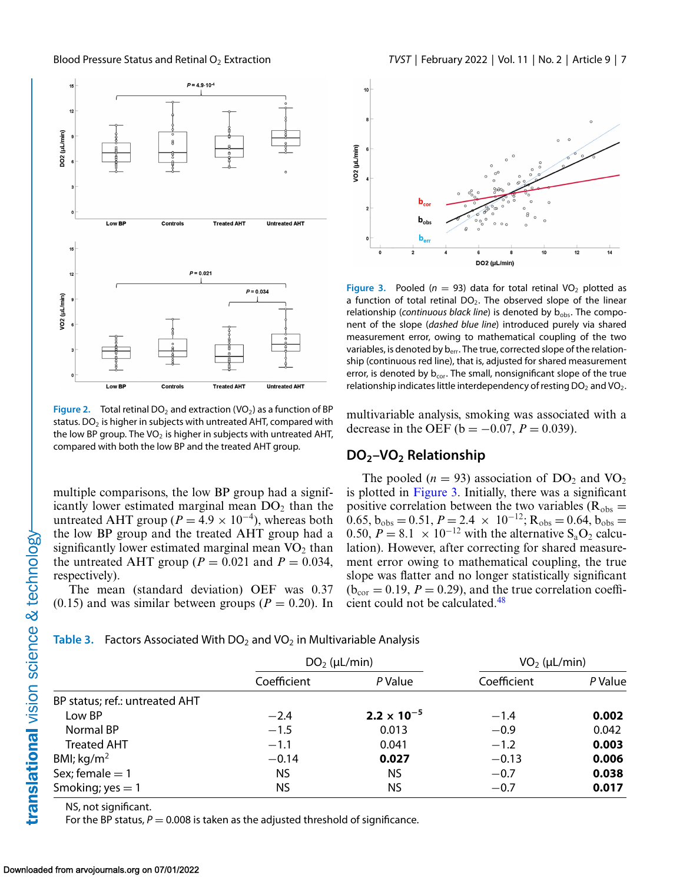Figure 2. Total retinal $DO_2$ and extraction ($VO_2$) as a function of BP status. $DO_2$ is higher in subjects with untreated AHT, compared with the low BP group. The $VO_2$ is higher in subjects with untreated AHT, compared with both the low BP and the treated AHT group.

multiple comparisons, the low BP group had a significantly lower estimated marginal mean $DO_2$ than the untreated AHT group ($P = 4.9 \times 10^{-4}$), whereas both the low BP group and the treated AHT group had a significantly lower estimated marginal mean $VO_2$ than the untreated AHT group ($P = 0.021$ and $P = 0.034$, respectively).

The mean (standard deviation) OEF was 0.37 (0.15) and was similar between groups ($P = 0.20$). In multivariable analysis, smoking was associated with a decrease in the OEF ($b = -0.07$, $P = 0.039$).

Figure 3. Pooled ($n = 93$) data for total retinal $VO_2$ plotted as a function of total retinal $DO_2$. The observed slope of the linear relationship (*continuous black line*) is denoted by $b_{obs}$. The component of the slope (*dashed blue line*) introduced purely via shared measurement error, owing to mathematical coupling of the two variables, is denoted by $b_{err}$. The true, corrected slope of the relationship (continuous red line), that is, adjusted for shared measurement error, is denoted by $b_{cor}$. The small, nonsignificant slope of the true relationship indicates little interdependency of resting $DO_2$ and $VO_2$.

## $DO_2$–$VO_2$ Relationship

The pooled ($n = 93$) association of $DO_2$ and $VO_2$ is plotted in Figure 3. Initially, there was a significant positive correlation between the two variables ($R_{obs} = 0.65$, $b_{obs} = 0.51$, $P = 2.4 \times 10^{-12}$; $R_{obs} = 0.64$, $b_{obs} = 0.50$, $P = 8.1 \times 10^{-12}$ with the alternative $S_aO_2$ calculation). However, after correcting for shared measurement error owing to mathematical coupling, the true slope was flatter and no longer statistically significant ($b_{cor} = 0.19$, $P = 0.29$), and the true correlation coefficient could not be calculated.[48]

Table 3. Factors Associated With $DO_2$ and $VO_2$ in Multivariable Analysis

| | $DO_2$ (µL/min) | | $VO_2$ (µL/min) | |
|---|---|---|---|---|
| | Coefficient | *P* Value | Coefficient | *P* Value |
| BP status; ref.: untreated AHT | | | | |
| Low BP | −2.4 | **$2.2 \times 10^{-5}$** | −1.4 | **0.002** |
| Normal BP | −1.5 | 0.013 | −0.9 | 0.042 |
| Treated AHT | −1.1 | 0.041 | −1.2 | **0.003** |
| BMI; kg/m² | −0.14 | **0.027** | −0.13 | **0.006** |
| Sex; female = 1 | NS | NS | −0.7 | **0.038** |
| Smoking; yes = 1 | NS | NS | −0.7 | **0.017** |

NS, not significant.
For the BP status, $P = 0.008$ is taken as the adjusted threshold of significance.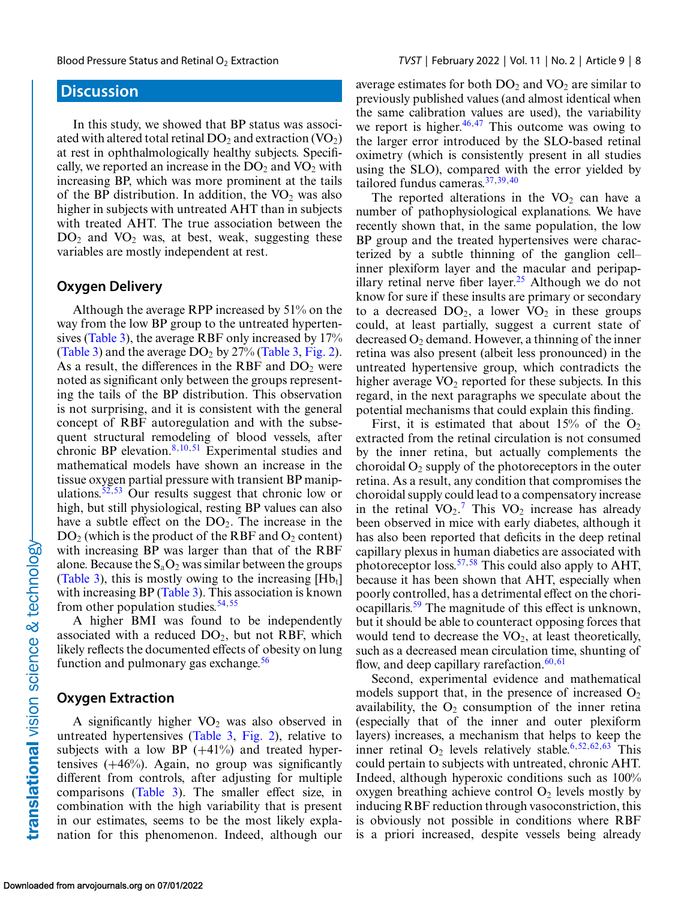## Discussion

In this study, we showed that BP status was associated with altered total retinal $DO_2$ and extraction ($VO_2$) at rest in ophthalmologically healthy subjects. Specifically, we reported an increase in the $DO_2$ and $VO_2$ with increasing BP, which was more prominent at the tails of the BP distribution. In addition, the $VO_2$ was also higher in subjects with untreated AHT than in subjects with treated AHT. The true association between the $DO_2$ and $VO_2$ was, at best, weak, suggesting these variables are mostly independent at rest.

### Oxygen Delivery

Although the average RPP increased by 51% on the way from the low BP group to the untreated hypertensives (Table 3), the average RBF only increased by 17% (Table 3) and the average $DO_2$ by 27% (Table 3, Fig. 2). As a result, the differences in the RBF and $DO_2$ were noted as significant only between the groups representing the tails of the BP distribution. This observation is not surprising, and it is consistent with the general concept of RBF autoregulation and with the subsequent structural remodeling of blood vessels, after chronic BP elevation.[8,10,51] Experimental studies and mathematical models have shown an increase in the tissue oxygen partial pressure with transient BP manipulations.[52,53] Our results suggest that chronic low or high, but still physiological, resting BP values can also have a subtle effect on the $DO_2$. The increase in the $DO_2$ (which is the product of the RBF and $O_2$ content) with increasing BP was larger than that of the RBF alone. Because the $S_aO_2$ was similar between the groups (Table 3), this is mostly owing to the increasing $[Hb_t]$ with increasing BP (Table 3). This association is known from other population studies.[54,55]

A higher BMI was found to be independently associated with a reduced $DO_2$, but not RBF, which likely reflects the documented effects of obesity on lung function and pulmonary gas exchange.[56]

### Oxygen Extraction

A significantly higher $VO_2$ was also observed in untreated hypertensives (Table 3, Fig. 2), relative to subjects with a low BP (+41%) and treated hypertensives (+46%). Again, no group was significantly different from controls, after adjusting for multiple comparisons (Table 3). The smaller effect size, in combination with the high variability that is present in our estimates, seems to be the most likely explanation for this phenomenon. Indeed, although our average estimates for both $DO_2$ and $VO_2$ are similar to previously published values (and almost identical when the same calibration values are used), the variability we report is higher.[46,47] This outcome was owing to the larger error introduced by the SLO-based retinal oximetry (which is consistently present in all studies using the SLO), compared with the error yielded by tailored fundus cameras.[37,39,40]

The reported alterations in the $VO_2$ can have a number of pathophysiological explanations. We have recently shown that, in the same population, the low BP group and the treated hypertensives were characterized by a subtle thinning of the ganglion cell–inner plexiform layer and the macular and peripapillary retinal nerve fiber layer.[25] Although we do not know for sure if these insults are primary or secondary to a decreased $DO_2$, a lower $VO_2$ in these groups could, at least partially, suggest a current state of decreased $O_2$ demand. However, a thinning of the inner retina was also present (albeit less pronounced) in the untreated hypertensive group, which contradicts the higher average $VO_2$ reported for these subjects. In this regard, in the next paragraphs we speculate about the potential mechanisms that could explain this finding.

First, it is estimated that about 15% of the $O_2$ extracted from the retinal circulation is not consumed by the inner retina, but actually complements the choroidal $O_2$ supply of the photoreceptors in the outer retina. As a result, any condition that compromises the choroidal supply could lead to a compensatory increase in the retinal $VO_2$.[7] This $VO_2$ increase has already been observed in mice with early diabetes, although it has also been reported that deficits in the deep retinal capillary plexus in human diabetics are associated with photoreceptor loss.[57,58] This could also apply to AHT, because it has been shown that AHT, especially when poorly controlled, has a detrimental effect on the choriocapillaris.[59] The magnitude of this effect is unknown, but it should be able to counteract opposing forces that would tend to decrease the $VO_2$, at least theoretically, such as a decreased mean circulation time, shunting of flow, and deep capillary rarefaction.[60,61]

Second, experimental evidence and mathematical models support that, in the presence of increased $O_2$ availability, the $O_2$ consumption of the inner retina (especially that of the inner and outer plexiform layers) increases, a mechanism that helps to keep the inner retinal $O_2$ levels relatively stable.[6,52,62,63] This could pertain to subjects with untreated, chronic AHT. Indeed, although hyperoxic conditions such as 100% oxygen breathing achieve control $O_2$ levels mostly by inducing RBF reduction through vasoconstriction, this is obviously not possible in conditions where RBF is a priori increased, despite vessels being already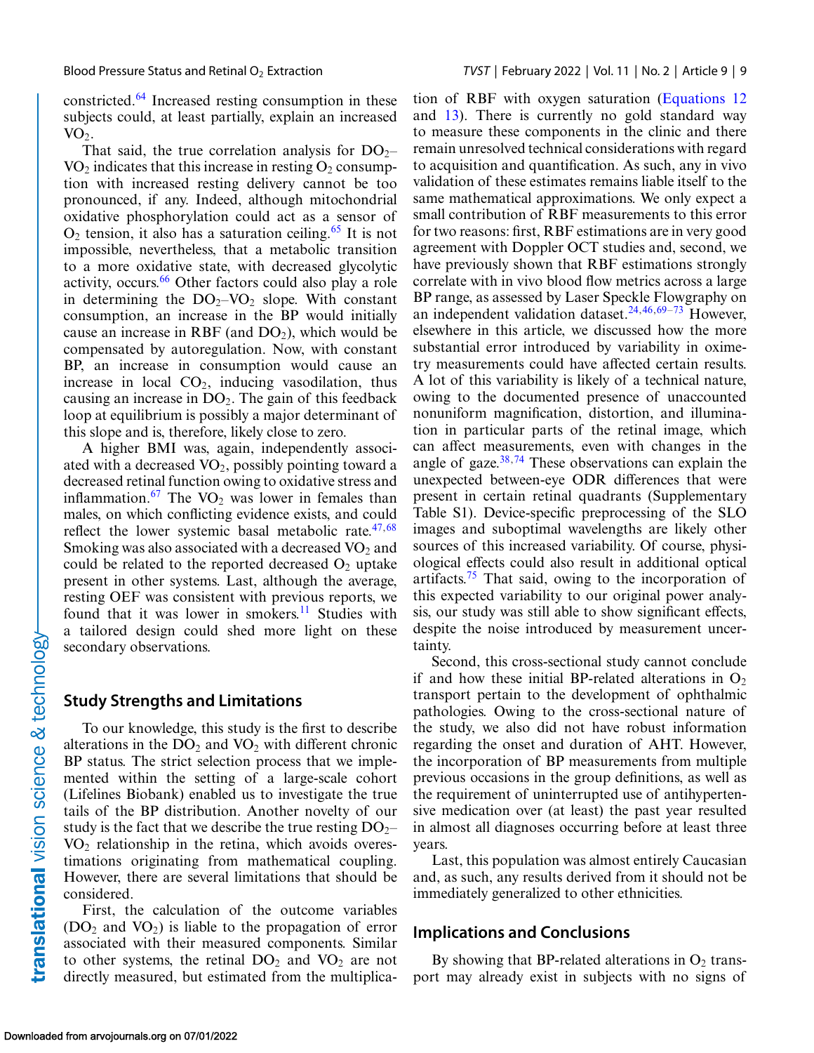constricted.[64] Increased resting consumption in these subjects could, at least partially, explain an increased $VO_2$.

That said, the true correlation analysis for $DO_2$–$VO_2$ indicates that this increase in resting $O_2$ consumption with increased resting delivery cannot be too pronounced, if any. Indeed, although mitochondrial oxidative phosphorylation could act as a sensor of $O_2$ tension, it also has a saturation ceiling.[65] It is not impossible, nevertheless, that a metabolic transition to a more oxidative state, with decreased glycolytic activity, occurs.[66] Other factors could also play a role in determining the $DO_2$–$VO_2$ slope. With constant consumption, an increase in the BP would initially cause an increase in RBF (and $DO_2$), which would be compensated by autoregulation. Now, with constant BP, an increase in consumption would cause an increase in local $CO_2$, inducing vasodilation, thus causing an increase in $DO_2$. The gain of this feedback loop at equilibrium is possibly a major determinant of this slope and is, therefore, likely close to zero.

A higher BMI was, again, independently associated with a decreased $VO_2$, possibly pointing toward a decreased retinal function owing to oxidative stress and inflammation.[67] The $VO_2$ was lower in females than males, on which conflicting evidence exists, and could reflect the lower systemic basal metabolic rate.[47,68] Smoking was also associated with a decreased $VO_2$ and could be related to the reported decreased $O_2$ uptake present in other systems. Last, although the average, resting OEF was consistent with previous reports, we found that it was lower in smokers.[11] Studies with a tailored design could shed more light on these secondary observations.

## Study Strengths and Limitations

To our knowledge, this study is the first to describe alterations in the $DO_2$ and $VO_2$ with different chronic BP status. The strict selection process that we implemented within the setting of a large-scale cohort (Lifelines Biobank) enabled us to investigate the true tails of the BP distribution. Another novelty of our study is the fact that we describe the true resting $DO_2$–$VO_2$ relationship in the retina, which avoids overestimations originating from mathematical coupling. However, there are several limitations that should be considered.

First, the calculation of the outcome variables ($DO_2$ and $VO_2$) is liable to the propagation of error associated with their measured components. Similar to other systems, the retinal $DO_2$ and $VO_2$ are not directly measured, but estimated from the multiplication of RBF with oxygen saturation (Equations 12 and 13). There is currently no gold standard way to measure these components in the clinic and there remain unresolved technical considerations with regard to acquisition and quantification. As such, any in vivo validation of these estimates remains liable itself to the same mathematical approximations. We only expect a small contribution of RBF measurements to this error for two reasons: first, RBF estimations are in very good agreement with Doppler OCT studies and, second, we have previously shown that RBF estimations strongly correlate with in vivo blood flow metrics across a large BP range, as assessed by Laser Speckle Flowgraphy on an independent validation dataset.[24,46,69–73] However, elsewhere in this article, we discussed how the more substantial error introduced by variability in oximetry measurements could have affected certain results. A lot of this variability is likely of a technical nature, owing to the documented presence of unaccounted nonuniform magnification, distortion, and illumination in particular parts of the retinal image, which can affect measurements, even with changes in the angle of gaze.[38,74] These observations can explain the unexpected between-eye ODR differences that were present in certain retinal quadrants (Supplementary Table S1). Device-specific preprocessing of the SLO images and suboptimal wavelengths are likely other sources of this increased variability. Of course, physiological effects could also result in additional optical artifacts.[75] That said, owing to the incorporation of this expected variability to our original power analysis, our study was still able to show significant effects, despite the noise introduced by measurement uncertainty.

Second, this cross-sectional study cannot conclude if and how these initial BP-related alterations in $O_2$ transport pertain to the development of ophthalmic pathologies. Owing to the cross-sectional nature of the study, we also did not have robust information regarding the onset and duration of AHT. However, the incorporation of BP measurements from multiple previous occasions in the group definitions, as well as the requirement of uninterrupted use of antihypertensive medication over (at least) the past year resulted in almost all diagnoses occurring before at least three years.

Last, this population was almost entirely Caucasian and, as such, any results derived from it should not be immediately generalized to other ethnicities.

## Implications and Conclusions

By showing that BP-related alterations in $O_2$ transport may already exist in subjects with no signs of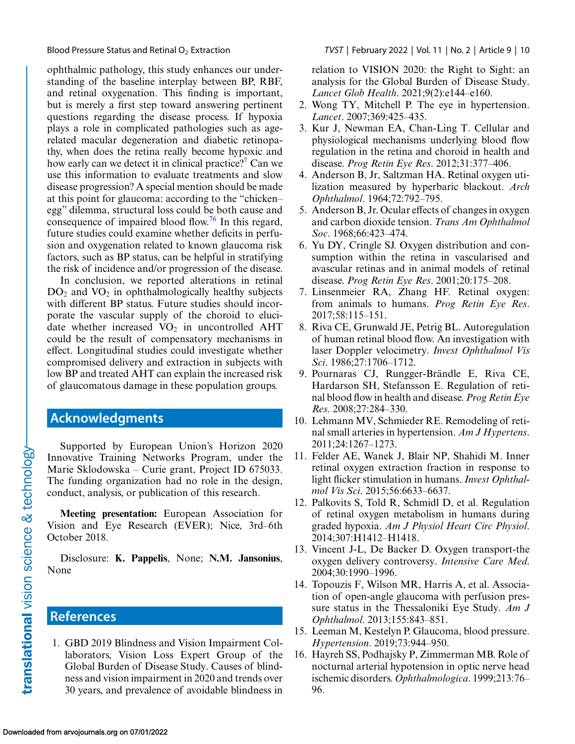ophthalmic pathology, this study enhances our understanding of the baseline interplay between BP, RBF, and retinal oxygenation. This finding is important, but is merely a first step toward answering pertinent questions regarding the disease process. If hypoxia plays a role in complicated pathologies such as age-related macular degeneration and diabetic retinopathy, when does the retina really become hypoxic and how early can we detect it in clinical practice?[7] Can we use this information to evaluate treatments and slow disease progression? A special mention should be made at this point for glaucoma: according to the "chicken–egg" dilemma, structural loss could be both cause and consequence of impaired blood flow.[76] In this regard, future studies could examine whether deficits in perfusion and oxygenation related to known glaucoma risk factors, such as BP status, can be helpful in stratifying the risk of incidence and/or progression of the disease.

In conclusion, we reported alterations in retinal $DO_2$ and $VO_2$ in ophthalmologically healthy subjects with different BP status. Future studies should incorporate the vascular supply of the choroid to elucidate whether increased $VO_2$ in uncontrolled AHT could be the result of compensatory mechanisms in effect. Longitudinal studies could investigate whether compromised delivery and extraction in subjects with low BP and treated AHT can explain the increased risk of glaucomatous damage in these population groups.

## Acknowledgments

Supported by European Union's Horizon 2020 Innovative Training Networks Program, under the Marie Sklodowska – Curie grant, Project ID 675033. The funding organization had no role in the design, conduct, analysis, or publication of this research.

**Meeting presentation:** European Association for Vision and Eye Research (EVER); Nice, 3rd–6th October 2018.

Disclosure: **K. Pappelis**, None; **N.M. Jansonius**, None

## References

1. GBD 2019 Blindness and Vision Impairment Collaborators, Vision Loss Expert Group of the Global Burden of Disease Study. Causes of blindness and vision impairment in 2020 and trends over 30 years, and prevalence of avoidable blindness in relation to VISION 2020: the Right to Sight: an analysis for the Global Burden of Disease Study. *Lancet Glob Health*. 2021;9(2):e144–e160.
2. Wong TY, Mitchell P. The eye in hypertension. *Lancet*. 2007;369:425–435.
3. Kur J, Newman EA, Chan-Ling T. Cellular and physiological mechanisms underlying blood flow regulation in the retina and choroid in health and disease. *Prog Retin Eye Res*. 2012;31:377–406.
4. Anderson B, Jr, Saltzman HA. Retinal oxygen utilization measured by hyperbaric blackout. *Arch Ophthalmol*. 1964;72:792–795.
5. Anderson B, Jr. Ocular effects of changes in oxygen and carbon dioxide tension. *Trans Am Ophthalmol Soc*. 1968;66:423–474.
6. Yu DY, Cringle SJ. Oxygen distribution and consumption within the retina in vascularised and avascular retinas and in animal models of retinal disease. *Prog Retin Eye Res*. 2001;20:175–208.
7. Linsenmeier RA, Zhang HF. Retinal oxygen: from animals to humans. *Prog Retin Eye Res*. 2017;58:115–151.
8. Riva CE, Grunwald JE, Petrig BL. Autoregulation of human retinal blood flow. An investigation with laser Doppler velocimetry. *Invest Ophthalmol Vis Sci*. 1986;27:1706–1712.
9. Pournaras CJ, Rungger-Brändle E, Riva CE, Hardarson SH, Stefansson E. Regulation of retinal blood flow in health and disease. *Prog Retin Eye Res*. 2008;27:284–330.
10. Lehmann MV, Schmieder RE. Remodeling of retinal small arteries in hypertension. *Am J Hypertens*. 2011;24:1267–1273.
11. Felder AE, Wanek J, Blair NP, Shahidi M. Inner retinal oxygen extraction fraction in response to light flicker stimulation in humans. *Invest Ophthalmol Vis Sci*. 2015;56:6633–6637.
12. Palkovits S, Told R, Schmidl D, et al. Regulation of retinal oxygen metabolism in humans during graded hypoxia. *Am J Physiol Heart Circ Physiol*. 2014;307:H1412–H1418.
13. Vincent J-L, De Backer D. Oxygen transport-the oxygen delivery controversy. *Intensive Care Med*. 2004;30:1990–1996.
14. Topouzis F, Wilson MR, Harris A, et al. Association of open-angle glaucoma with perfusion pressure status in the Thessaloniki Eye Study. *Am J Ophthalmol*. 2013;155:843–851.
15. Leeman M, Kestelyn P. Glaucoma, blood pressure. *Hypertension*. 2019;73:944–950.
16. Hayreh SS, Podhajsky P, Zimmerman MB. Role of nocturnal arterial hypotension in optic nerve head ischemic disorders. *Ophthalmologica*. 1999;213:76–96.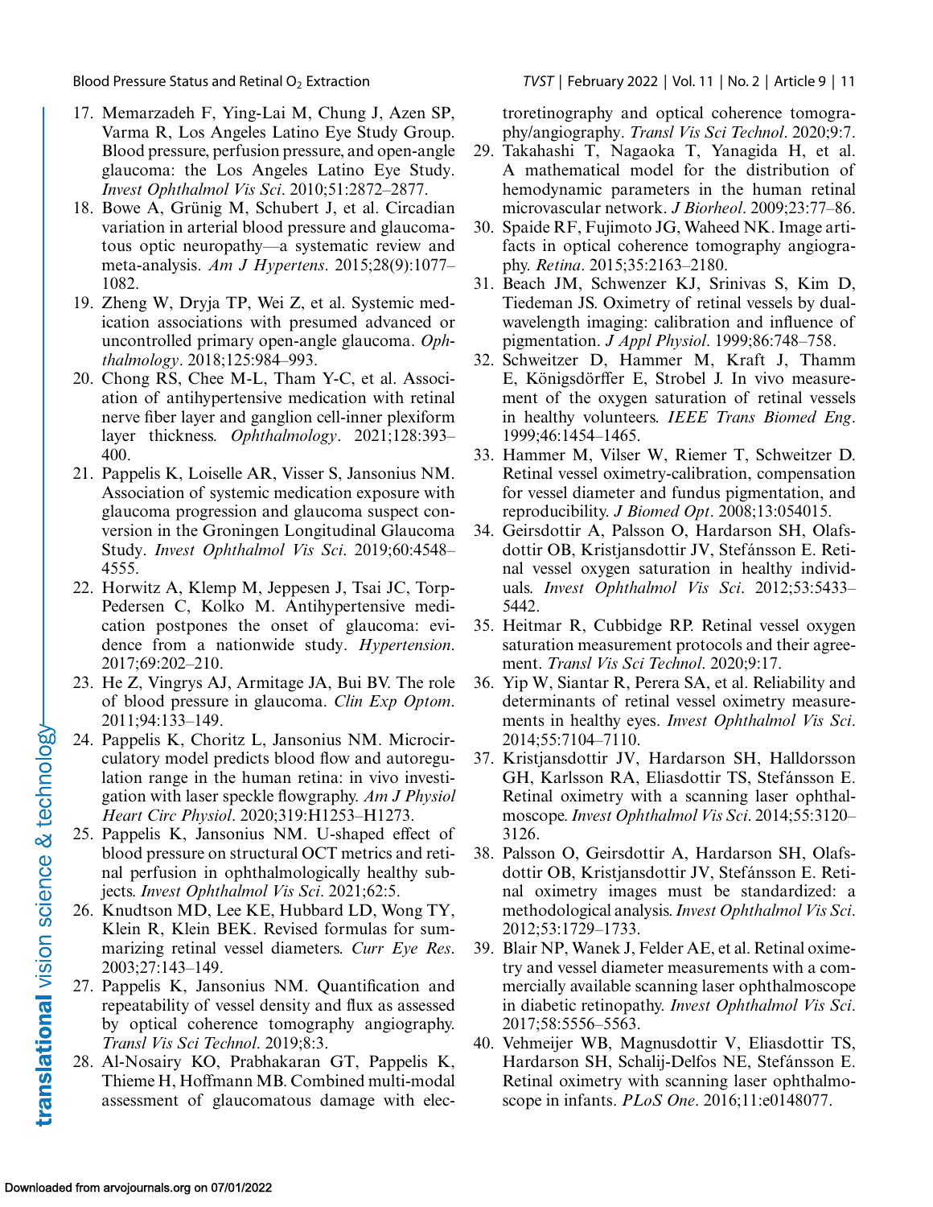17. Memarzadeh F, Ying-Lai M, Chung J, Azen SP, Varma R, Los Angeles Latino Eye Study Group. Blood pressure, perfusion pressure, and open-angle glaucoma: the Los Angeles Latino Eye Study. *Invest Ophthalmol Vis Sci*. 2010;51:2872–2877.
18. Bowe A, Grünig M, Schubert J, et al. Circadian variation in arterial blood pressure and glaucomatous optic neuropathy—a systematic review and meta-analysis. *Am J Hypertens*. 2015;28(9):1077–1082.
19. Zheng W, Dryja TP, Wei Z, et al. Systemic medication associations with presumed advanced or uncontrolled primary open-angle glaucoma. *Ophthalmology*. 2018;125:984–993.
20. Chong RS, Chee M-L, Tham Y-C, et al. Association of antihypertensive medication with retinal nerve fiber layer and ganglion cell-inner plexiform layer thickness. *Ophthalmology*. 2021;128:393–400.
21. Pappelis K, Loiselle AR, Visser S, Jansonius NM. Association of systemic medication exposure with glaucoma progression and glaucoma suspect conversion in the Groningen Longitudinal Glaucoma Study. *Invest Ophthalmol Vis Sci*. 2019;60:4548–4555.
22. Horwitz A, Klemp M, Jeppesen J, Tsai JC, Torp-Pedersen C, Kolko M. Antihypertensive medication postpones the onset of glaucoma: evidence from a nationwide study. *Hypertension*. 2017;69:202–210.
23. He Z, Vingrys AJ, Armitage JA, Bui BV. The role of blood pressure in glaucoma. *Clin Exp Optom*. 2011;94:133–149.
24. Pappelis K, Choritz L, Jansonius NM. Microcirculatory model predicts blood flow and autoregulation range in the human retina: in vivo investigation with laser speckle flowgraphy. *Am J Physiol Heart Circ Physiol*. 2020;319:H1253–H1273.
25. Pappelis K, Jansonius NM. U-shaped effect of blood pressure on structural OCT metrics and retinal perfusion in ophthalmologically healthy subjects. *Invest Ophthalmol Vis Sci*. 2021;62:5.
26. Knudtson MD, Lee KE, Hubbard LD, Wong TY, Klein R, Klein BEK. Revised formulas for summarizing retinal vessel diameters. *Curr Eye Res*. 2003;27:143–149.
27. Pappelis K, Jansonius NM. Quantification and repeatability of vessel density and flux as assessed by optical coherence tomography angiography. *Transl Vis Sci Technol*. 2019;8:3.
28. Al-Nosairy KO, Prabhakaran GT, Pappelis K, Thieme H, Hoffmann MB. Combined multi-modal assessment of glaucomatous damage with electroretinography and optical coherence tomography/angiography. *Transl Vis Sci Technol*. 2020;9:7.
29. Takahashi T, Nagaoka T, Yanagida H, et al. A mathematical model for the distribution of hemodynamic parameters in the human retinal microvascular network. *J Biorheol*. 2009;23:77–86.
30. Spaide RF, Fujimoto JG, Waheed NK. Image artifacts in optical coherence tomography angiography. *Retina*. 2015;35:2163–2180.
31. Beach JM, Schwenzer KJ, Srinivas S, Kim D, Tiedeman JS. Oximetry of retinal vessels by dual-wavelength imaging: calibration and influence of pigmentation. *J Appl Physiol*. 1999;86:748–758.
32. Schweitzer D, Hammer M, Kraft J, Thamm E, Königsdörffer E, Strobel J. In vivo measurement of the oxygen saturation of retinal vessels in healthy volunteers. *IEEE Trans Biomed Eng*. 1999;46:1454–1465.
33. Hammer M, Vilser W, Riemer T, Schweitzer D. Retinal vessel oximetry-calibration, compensation for vessel diameter and fundus pigmentation, and reproducibility. *J Biomed Opt*. 2008;13:054015.
34. Geirsdottir A, Palsson O, Hardarson SH, Olafsdottir OB, Kristjansdottir JV, Stefánsson E. Retinal vessel oxygen saturation in healthy individuals. *Invest Ophthalmol Vis Sci*. 2012;53:5433–5442.
35. Heitmar R, Cubbidge RP. Retinal vessel oxygen saturation measurement protocols and their agreement. *Transl Vis Sci Technol*. 2020;9:17.
36. Yip W, Siantar R, Perera SA, et al. Reliability and determinants of retinal vessel oximetry measurements in healthy eyes. *Invest Ophthalmol Vis Sci*. 2014;55:7104–7110.
37. Kristjansdottir JV, Hardarson SH, Halldorsson GH, Karlsson RA, Eliasdottir TS, Stefánsson E. Retinal oximetry with a scanning laser ophthalmoscope. *Invest Ophthalmol Vis Sci*. 2014;55:3120–3126.
38. Palsson O, Geirsdottir A, Hardarson SH, Olafsdottir OB, Kristjansdottir JV, Stefánsson E. Retinal oximetry images must be standardized: a methodological analysis. *Invest Ophthalmol Vis Sci*. 2012;53:1729–1733.
39. Blair NP, Wanek J, Felder AE, et al. Retinal oximetry and vessel diameter measurements with a commercially available scanning laser ophthalmoscope in diabetic retinopathy. *Invest Ophthalmol Vis Sci*. 2017;58:5556–5563.
40. Vehmeijer WB, Magnusdottir V, Eliasdottir TS, Hardarson SH, Schalij-Delfos NE, Stefánsson E. Retinal oximetry with scanning laser ophthalmoscope in infants. *PLoS One*. 2016;11:e0148077.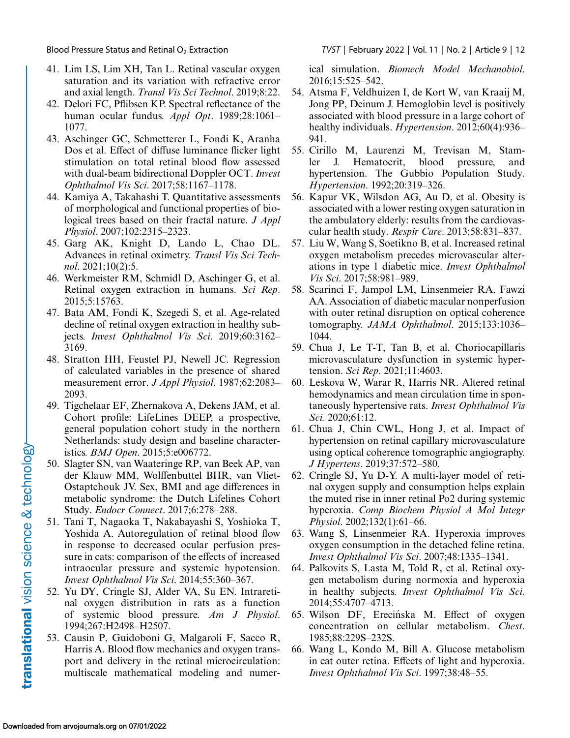41. Lim LS, Lim XH, Tan L. Retinal vascular oxygen saturation and its variation with refractive error and axial length. *Transl Vis Sci Technol*. 2019;8:22.
42. Delori FC, Pflibsen KP. Spectral reflectance of the human ocular fundus. *Appl Opt*. 1989;28:1061–1077.
43. Aschinger GC, Schmetterer L, Fondi K, Aranha Dos et al. Effect of diffuse luminance flicker light stimulation on total retinal blood flow assessed with dual-beam bidirectional Doppler OCT. *Invest Ophthalmol Vis Sci*. 2017;58:1167–1178.
44. Kamiya A, Takahashi T. Quantitative assessments of morphological and functional properties of biological trees based on their fractal nature. *J Appl Physiol*. 2007;102:2315–2323.
45. Garg AK, Knight D, Lando L, Chao DL. Advances in retinal oximetry. *Transl Vis Sci Technol*. 2021;10(2):5.
46. Werkmeister RM, Schmidl D, Aschinger G, et al. Retinal oxygen extraction in humans. *Sci Rep*. 2015;5:15763.
47. Bata AM, Fondi K, Szegedi S, et al. Age-related decline of retinal oxygen extraction in healthy subjects. *Invest Ophthalmol Vis Sci*. 2019;60:3162–3169.
48. Stratton HH, Feustel PJ, Newell JC. Regression of calculated variables in the presence of shared measurement error. *J Appl Physiol*. 1987;62:2083–2093.
49. Tigchelaar EF, Zhernakova A, Dekens JAM, et al. Cohort profile: LifeLines DEEP, a prospective, general population cohort study in the northern Netherlands: study design and baseline characteristics. *BMJ Open*. 2015;5:e006772.
50. Slagter SN, van Waateringe RP, van Beek AP, van der Klauw MM, Wolffenbuttel BHR, van Vliet-Ostaptchouk JV. Sex, BMI and age differences in metabolic syndrome: the Dutch Lifelines Cohort Study. *Endocr Connect*. 2017;6:278–288.
51. Tani T, Nagaoka T, Nakabayashi S, Yoshioka T, Yoshida A. Autoregulation of retinal blood flow in response to decreased ocular perfusion pressure in cats: comparison of the effects of increased intraocular pressure and systemic hypotension. *Invest Ophthalmol Vis Sci*. 2014;55:360–367.
52. Yu DY, Cringle SJ, Alder VA, Su EN. Intraretinal oxygen distribution in rats as a function of systemic blood pressure. *Am J Physiol*. 1994;267:H2498–H2507.
53. Causin P, Guidoboni G, Malgaroli F, Sacco R, Harris A. Blood flow mechanics and oxygen transport and delivery in the retinal microcirculation: multiscale mathematical modeling and numerical simulation. *Biomech Model Mechanobiol*. 2016;15:525–542.
54. Atsma F, Veldhuizen I, de Kort W, van Kraaij M, Jong PP, Deinum J. Hemoglobin level is positively associated with blood pressure in a large cohort of healthy individuals. *Hypertension*. 2012;60(4):936–941.
55. Cirillo M, Laurenzi M, Trevisan M, Stamler J. Hematocrit, blood pressure, and hypertension. The Gubbio Population Study. *Hypertension*. 1992;20:319–326.
56. Kapur VK, Wilsdon AG, Au D, et al. Obesity is associated with a lower resting oxygen saturation in the ambulatory elderly: results from the cardiovascular health study. *Respir Care*. 2013;58:831–837.
57. Liu W, Wang S, Soetikno B, et al. Increased retinal oxygen metabolism precedes microvascular alterations in type 1 diabetic mice. *Invest Ophthalmol Vis Sci*. 2017;58:981–989.
58. Scarinci F, Jampol LM, Linsenmeier RA, Fawzi AA. Association of diabetic macular nonperfusion with outer retinal disruption on optical coherence tomography. *JAMA Ophthalmol*. 2015;133:1036–1044.
59. Chua J, Le T-T, Tan B, et al. Choriocapillaris microvasculature dysfunction in systemic hypertension. *Sci Rep*. 2021;11:4603.
60. Leskova W, Warar R, Harris NR. Altered retinal hemodynamics and mean circulation time in spontaneously hypertensive rats. *Invest Ophthalmol Vis Sci.* 2020;61:12.
61. Chua J, Chin CWL, Hong J, et al. Impact of hypertension on retinal capillary microvasculature using optical coherence tomographic angiography. *J Hypertens*. 2019;37:572–580.
62. Cringle SJ, Yu D-Y. A multi-layer model of retinal oxygen supply and consumption helps explain the muted rise in inner retinal Po2 during systemic hyperoxia. *Comp Biochem Physiol A Mol Integr Physiol*. 2002;132(1):61–66.
63. Wang S, Linsenmeier RA. Hyperoxia improves oxygen consumption in the detached feline retina. *Invest Ophthalmol Vis Sci*. 2007;48:1335–1341.
64. Palkovits S, Lasta M, Told R, et al. Retinal oxygen metabolism during normoxia and hyperoxia in healthy subjects. *Invest Ophthalmol Vis Sci*. 2014;55:4707–4713.
65. Wilson DF, Erecińska M. Effect of oxygen concentration on cellular metabolism. *Chest*. 1985;88:229S–232S.
66. Wang L, Kondo M, Bill A. Glucose metabolism in cat outer retina. Effects of light and hyperoxia. *Invest Ophthalmol Vis Sci*. 1997;38:48–55.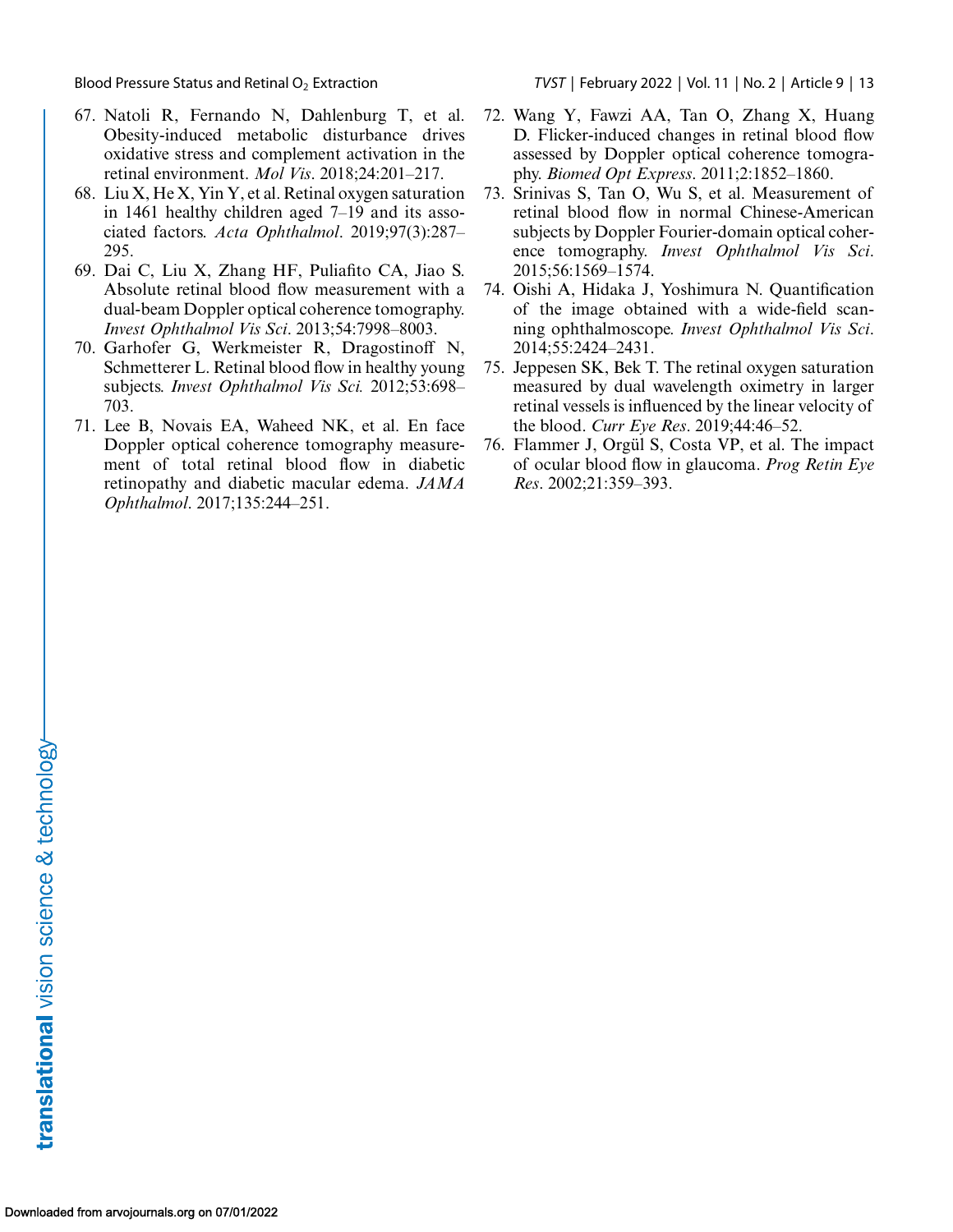67. Natoli R, Fernando N, Dahlenburg T, et al. Obesity-induced metabolic disturbance drives oxidative stress and complement activation in the retinal environment. *Mol Vis*. 2018;24:201–217.
68. Liu X, He X, Yin Y, et al. Retinal oxygen saturation in 1461 healthy children aged 7–19 and its associated factors. *Acta Ophthalmol*. 2019;97(3):287–295.
69. Dai C, Liu X, Zhang HF, Puliafito CA, Jiao S. Absolute retinal blood flow measurement with a dual-beam Doppler optical coherence tomography. *Invest Ophthalmol Vis Sci*. 2013;54:7998–8003.
70. Garhofer G, Werkmeister R, Dragostinoff N, Schmetterer L. Retinal blood flow in healthy young subjects. *Invest Ophthalmol Vis Sci.* 2012;53:698–703.
71. Lee B, Novais EA, Waheed NK, et al. En face Doppler optical coherence tomography measurement of total retinal blood flow in diabetic retinopathy and diabetic macular edema. *JAMA Ophthalmol*. 2017;135:244–251.
72. Wang Y, Fawzi AA, Tan O, Zhang X, Huang D. Flicker-induced changes in retinal blood flow assessed by Doppler optical coherence tomography. *Biomed Opt Express*. 2011;2:1852–1860.
73. Srinivas S, Tan O, Wu S, et al. Measurement of retinal blood flow in normal Chinese-American subjects by Doppler Fourier-domain optical coherence tomography. *Invest Ophthalmol Vis Sci*. 2015;56:1569–1574.
74. Oishi A, Hidaka J, Yoshimura N. Quantification of the image obtained with a wide-field scanning ophthalmoscope. *Invest Ophthalmol Vis Sci*. 2014;55:2424–2431.
75. Jeppesen SK, Bek T. The retinal oxygen saturation measured by dual wavelength oximetry in larger retinal vessels is influenced by the linear velocity of the blood. *Curr Eye Res*. 2019;44:46–52.
76. Flammer J, Orgül S, Costa VP, et al. The impact of ocular blood flow in glaucoma. *Prog Retin Eye Res*. 2002;21:359–393.